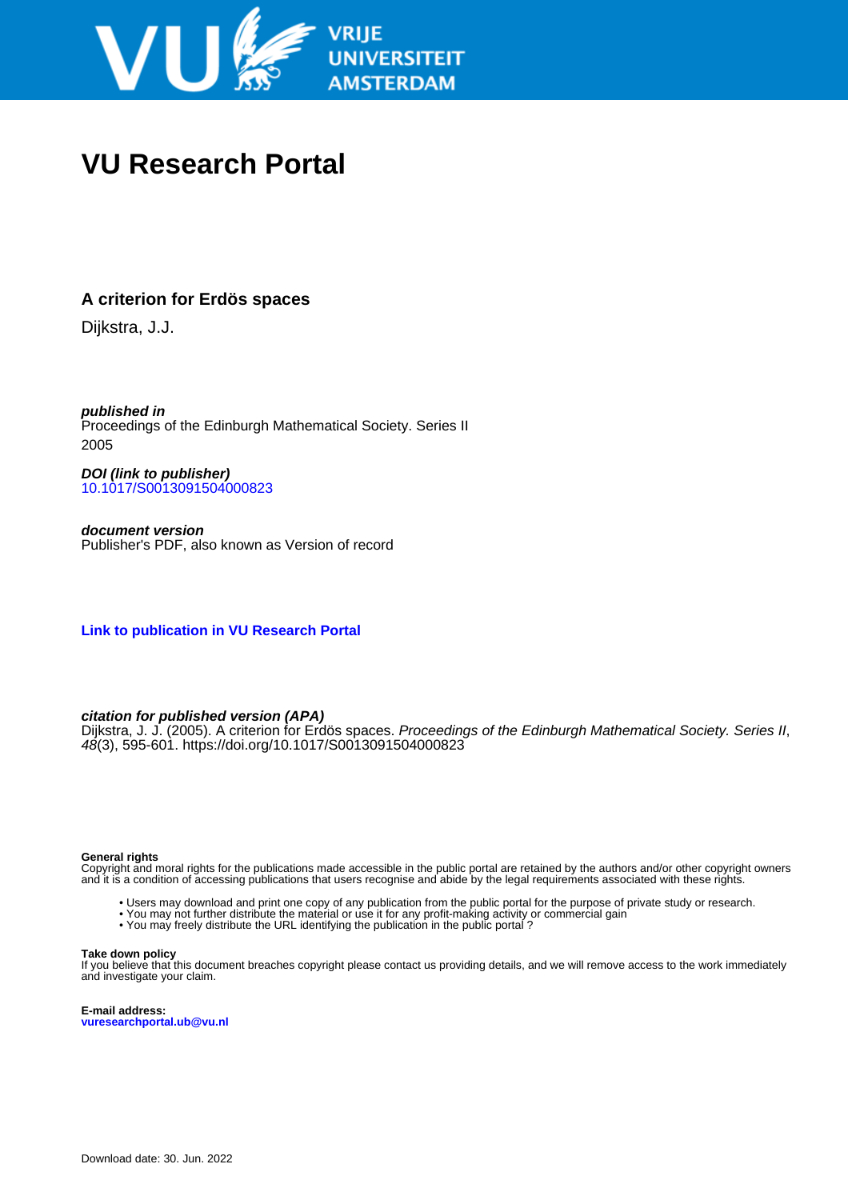# VU Research Portal

## A criterion for Erdös spaces

Dijkstra, J.J.

***published in***
Proceedings of the Edinburgh Mathematical Society. Series II
2005

***DOI (link to publisher)***
10.1017/S0013091504000823

***document version***
Publisher's PDF, also known as Version of record

**Link to publication in VU Research Portal**

***citation for published version (APA)***
Dijkstra, J. J. (2005). A criterion for Erdös spaces. *Proceedings of the Edinburgh Mathematical Society. Series II*, *48*(3), 595-601. https://doi.org/10.1017/S0013091504000823

**General rights**
Copyright and moral rights for the publications made accessible in the public portal are retained by the authors and/or other copyright owners and it is a condition of accessing publications that users recognise and abide by the legal requirements associated with these rights.

- Users may download and print one copy of any publication from the public portal for the purpose of private study or research.
- You may not further distribute the material or use it for any profit-making activity or commercial gain
- You may freely distribute the URL identifying the publication in the public portal ?

**Take down policy**
If you believe that this document breaches copyright please contact us providing details, and we will remove access to the work immediately and investigate your claim.

**E-mail address:**
**vuresearchportal.ub@vu.nl**

Download date: 30. Jun. 2022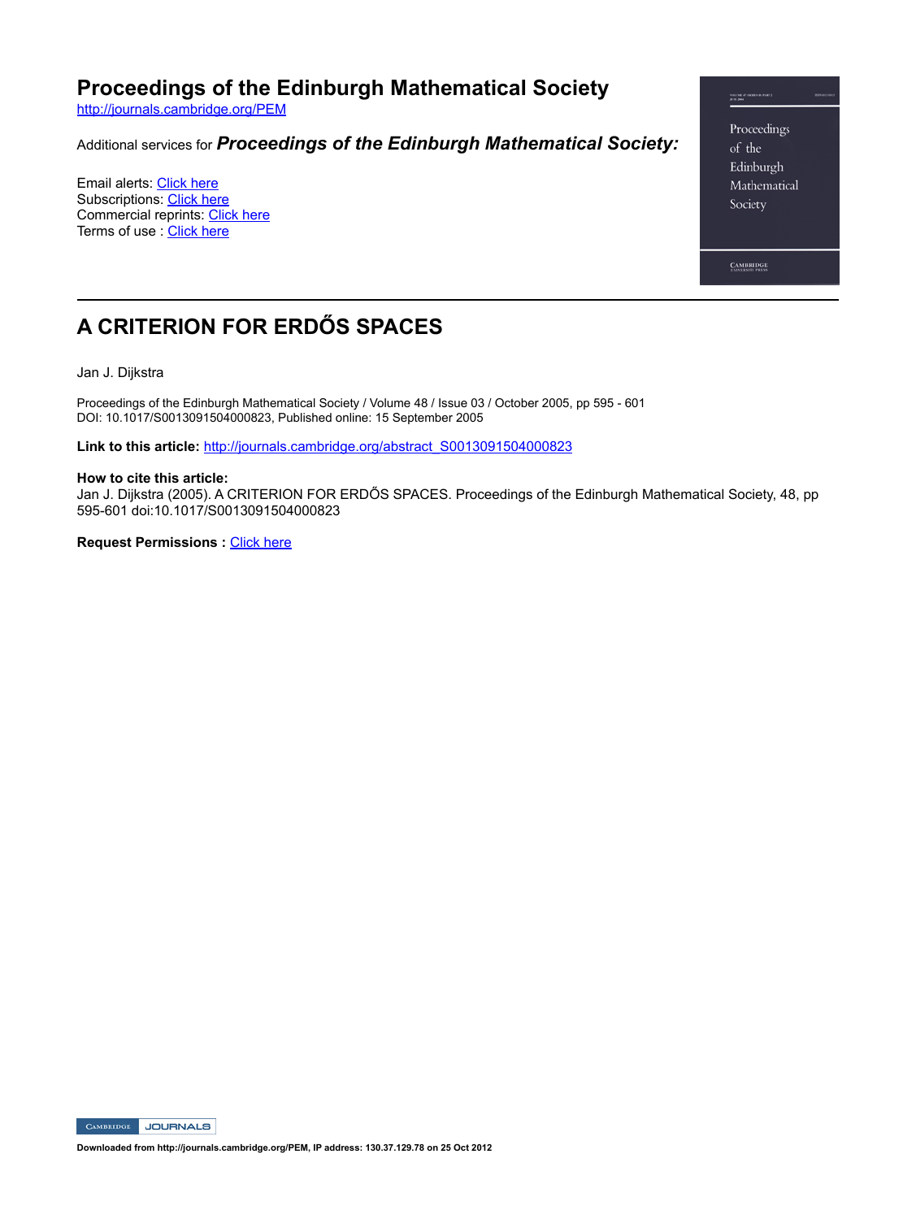# Proceedings of the Edinburgh Mathematical Society

http://journals.cambridge.org/PEM

Additional services for ***Proceedings of the Edinburgh Mathematical Society:***

Email alerts: Click here
Subscriptions: Click here
Commercial reprints: Click here
Terms of use : Click here

# A CRITERION FOR ERDŐS SPACES

Jan J. Dijkstra

Proceedings of the Edinburgh Mathematical Society / Volume 48 / Issue 03 / October 2005, pp 595 - 601
DOI: 10.1017/S0013091504000823, Published online: 15 September 2005

**Link to this article:** http://journals.cambridge.org/abstract_S0013091504000823

**How to cite this article:**
Jan J. Dijkstra (2005). A CRITERION FOR ERDŐS SPACES. Proceedings of the Edinburgh Mathematical Society, 48, pp 595-601 doi:10.1017/S0013091504000823

**Request Permissions :** Click here

**Downloaded from http://journals.cambridge.org/PEM, IP address: 130.37.129.78 on 25 Oct 2012**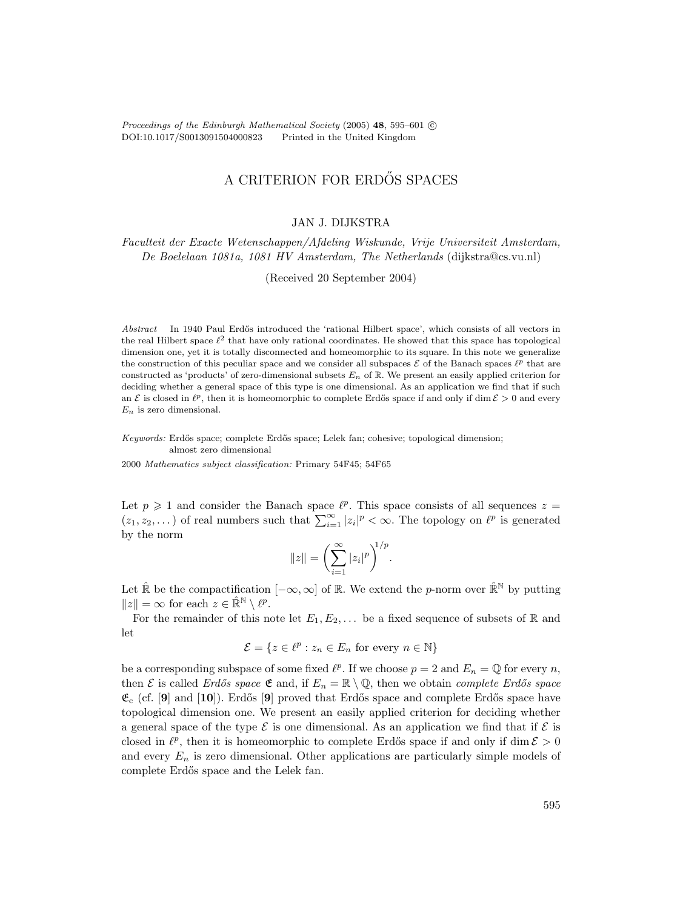Proceedings of the Edinburgh Mathematical Society (2005) **48**, 595–601 © DOI:10.1017/S0013091504000823 Printed in the United Kingdom

# A CRITERION FOR ERDŐS SPACES

JAN J. DIJKSTRA

*Faculteit der Exacte Wetenschappen/Afdeling Wiskunde, Vrije Universiteit Amsterdam, De Boelelaan 1081a, 1081 HV Amsterdam, The Netherlands* (dijkstra@cs.vu.nl)

(Received 20 September 2004)

*Abstract* In 1940 Paul Erdős introduced the 'rational Hilbert space', which consists of all vectors in the real Hilbert space $\ell^2$ that have only rational coordinates. He showed that this space has topological dimension one, yet it is totally disconnected and homeomorphic to its square. In this note we generalize the construction of this peculiar space and we consider all subspaces $\mathcal{E}$ of the Banach spaces $\ell^p$ that are constructed as 'products' of zero-dimensional subsets $E_n$ of $\mathbb{R}$. We present an easily applied criterion for deciding whether a general space of this type is one dimensional. As an application we find that if such an $\mathcal{E}$ is closed in $\ell^p$, then it is homeomorphic to complete Erdős space if and only if $\dim \mathcal{E} > 0$ and every $E_n$ is zero dimensional.

*Keywords:* Erdős space; complete Erdős space; Lelek fan; cohesive; topological dimension; almost zero dimensional

2000 *Mathematics subject classification:* Primary 54F45; 54F65

Let $p \geqslant 1$ and consider the Banach space $\ell^p$. This space consists of all sequences $z = (z_1, z_2, \dots)$ of real numbers such that $\sum_{i=1}^{\infty} |z_i|^p < \infty$. The topology on $\ell^p$ is generated by the norm

$$\|z\| = \left( \sum_{i=1}^{\infty} |z_i|^p \right)^{1/p}.$$

Let $\hat{\mathbb{R}}$ be the compactification $[-\infty, \infty]$ of $\mathbb{R}$. We extend the $p$-norm over $\hat{\mathbb{R}}^{\mathbb{N}}$ by putting $\|z\| = \infty$ for each $z \in \hat{\mathbb{R}}^{\mathbb{N}} \setminus \ell^p$.

For the remainder of this note let $E_1, E_2, \dots$ be a fixed sequence of subsets of $\mathbb{R}$ and let

$$\mathcal{E} = \{z \in \ell^p : z_n \in E_n \text{ for every } n \in \mathbb{N}\}$$

be a corresponding subspace of some fixed $\ell^p$. If we choose $p = 2$ and $E_n = \mathbb{Q}$ for every $n$, then $\mathcal{E}$ is called *Erdős space* $\mathfrak{E}$ and, if $E_n = \mathbb{R} \setminus \mathbb{Q}$, then we obtain *complete Erdős space* $\mathfrak{E}_{\mathrm{c}}$ (cf. [**9**] and [**10**]). Erdős [**9**] proved that Erdős space and complete Erdős space have topological dimension one. We present an easily applied criterion for deciding whether a general space of the type $\mathcal{E}$ is one dimensional. As an application we find that if $\mathcal{E}$ is closed in $\ell^p$, then it is homeomorphic to complete Erdős space if and only if $\dim \mathcal{E} > 0$ and every $E_n$ is zero dimensional. Other applications are particularly simple models of complete Erdős space and the Lelek fan.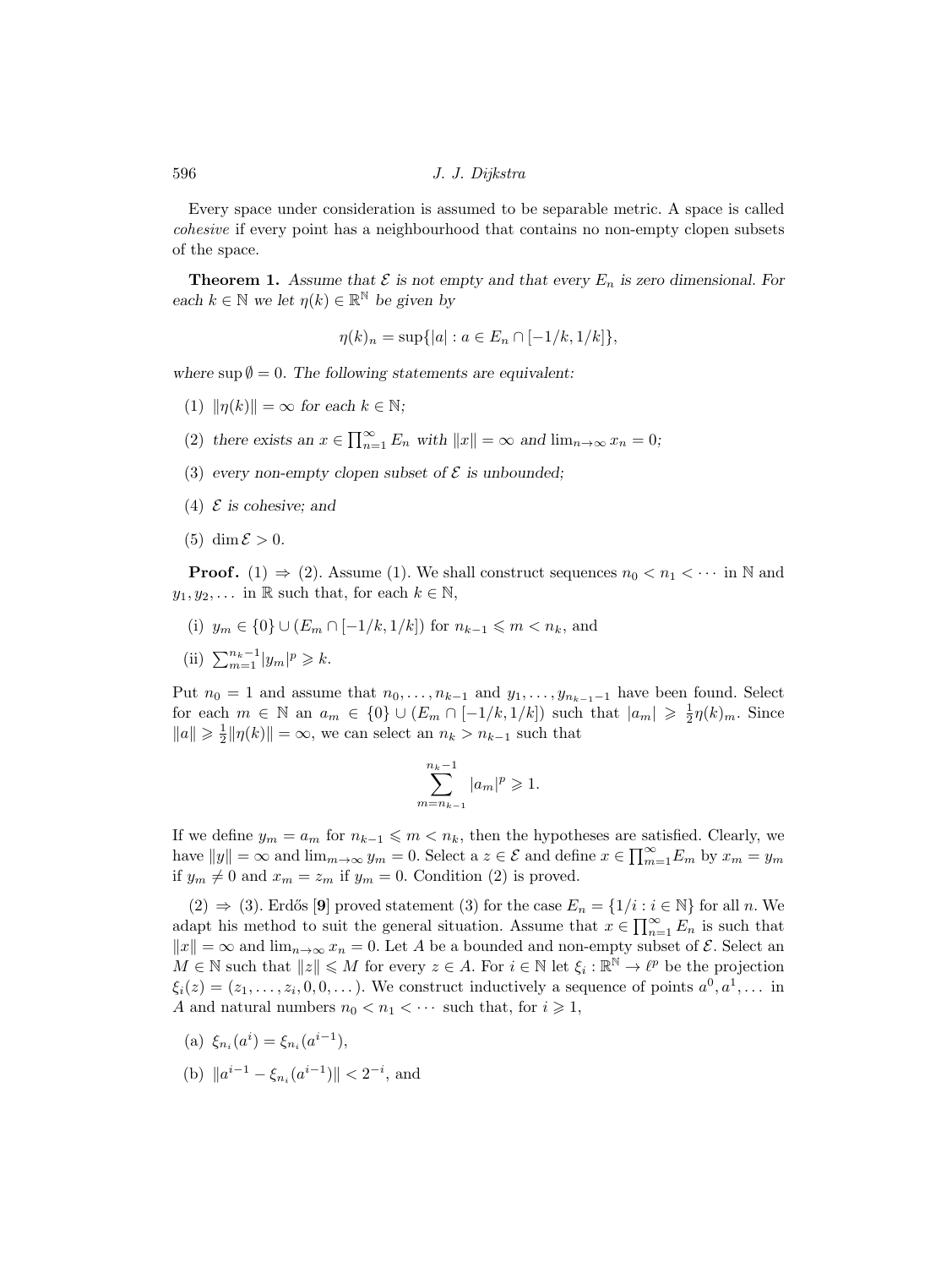Every space under consideration is assumed to be separable metric. A space is called *cohesive* if every point has a neighbourhood that contains no non-empty clopen subsets of the space.

**Theorem 1.** *Assume that $\mathcal{E}$ is not empty and that every $E_n$ is zero dimensional. For each $k \in \mathbb{N}$ we let $\eta(k) \in \mathbb{R}^{\mathbb{N}}$ be given by*

$$\eta(k)_n = \sup\{|a| : a \in E_n \cap [-1/k, 1/k]\},$$

*where $\sup \emptyset = 0$. The following statements are equivalent:*

(1) $\|\eta(k)\| = \infty$ *for each* $k \in \mathbb{N}$;

(2) *there exists an* $x \in \prod_{n=1}^{\infty} E_n$ *with* $\|x\| = \infty$ *and* $\lim_{n\to\infty} x_n = 0$;

(3) *every non-empty clopen subset of* $\mathcal{E}$ *is unbounded;*

(4) $\mathcal{E}$ *is cohesive; and*

(5) $\dim \mathcal{E} > 0$.

**Proof.** (1) $\Rightarrow$ (2). Assume (1). We shall construct sequences $n_0 < n_1 < \cdots$ in $\mathbb{N}$ and $y_1, y_2, \ldots$ in $\mathbb{R}$ such that, for each $k \in \mathbb{N}$,

(i) $y_m \in \{0\} \cup (E_m \cap [-1/k, 1/k])$ for $n_{k-1} \leqslant m < n_k$, and

(ii) $\sum_{m=1}^{n_k - 1} |y_m|^p \geqslant k$.

Put $n_0 = 1$ and assume that $n_0, \ldots, n_{k-1}$ and $y_1, \ldots, y_{n_{k-1}-1}$ have been found. Select for each $m \in \mathbb{N}$ an $a_m \in \{0\} \cup (E_m \cap [-1/k, 1/k])$ such that $|a_m| \geqslant \frac{1}{2}\eta(k)_m$. Since $\|a\| \geqslant \frac{1}{2}\|\eta(k)\| = \infty$, we can select an $n_k > n_{k-1}$ such that

$$\sum_{m=n_{k-1}}^{n_k - 1} |a_m|^p \geqslant 1.$$

If we define $y_m = a_m$ for $n_{k-1} \leqslant m < n_k$, then the hypotheses are satisfied. Clearly, we have $\|y\| = \infty$ and $\lim_{m\to\infty} y_m = 0$. Select a $z \in \mathcal{E}$ and define $x \in \prod_{m=1}^{\infty} E_m$ by $x_m = y_m$ if $y_m \neq 0$ and $x_m = z_m$ if $y_m = 0$. Condition (2) is proved.

(2) $\Rightarrow$ (3). Erdős [9] proved statement (3) for the case $E_n = \{1/i : i \in \mathbb{N}\}$ for all $n$. We adapt his method to suit the general situation. Assume that $x \in \prod_{n=1}^{\infty} E_n$ is such that $\|x\| = \infty$ and $\lim_{n\to\infty} x_n = 0$. Let $A$ be a bounded and non-empty subset of $\mathcal{E}$. Select an $M \in \mathbb{N}$ such that $\|z\| \leqslant M$ for every $z \in A$. For $i \in \mathbb{N}$ let $\xi_i : \mathbb{R}^{\mathbb{N}} \to \ell^p$ be the projection $\xi_i(z) = (z_1, \ldots, z_i, 0, 0, \ldots)$. We construct inductively a sequence of points $a^0, a^1, \ldots$ in $A$ and natural numbers $n_0 < n_1 < \cdots$ such that, for $i \geqslant 1$,

(a) $\xi_{n_i}(a^i) = \xi_{n_i}(a^{i-1})$,

(b) $\|a^{i-1} - \xi_{n_i}(a^{i-1})\| < 2^{-i}$, and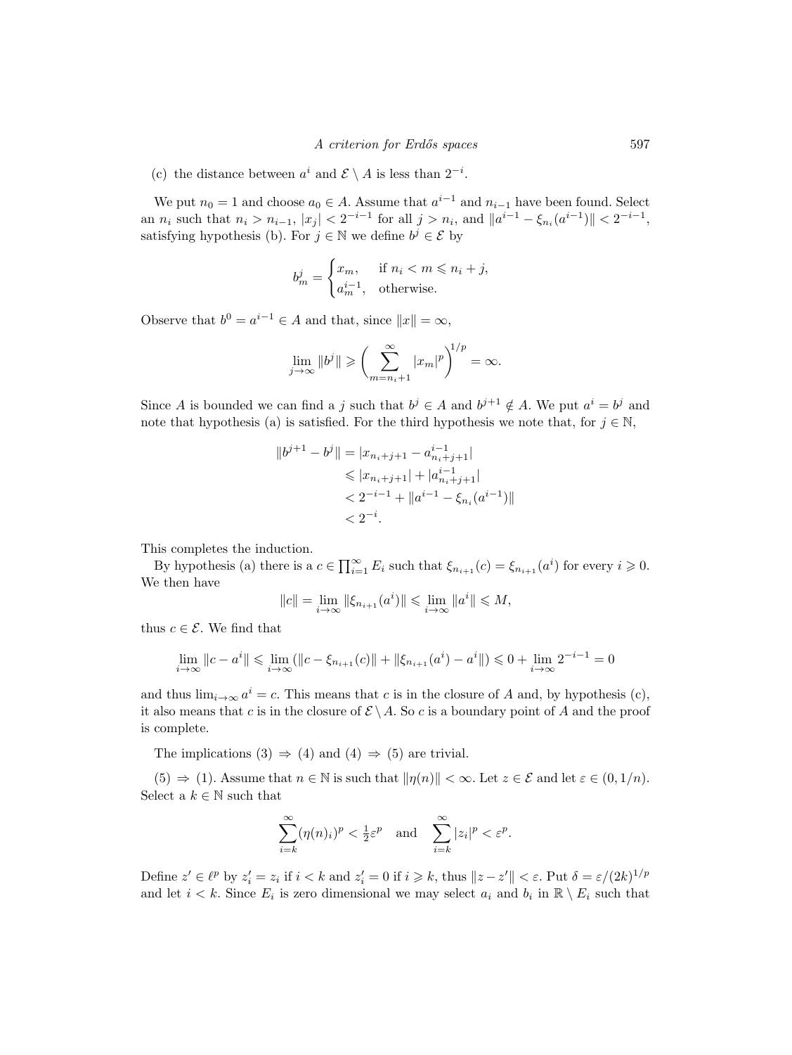(c) the distance between $a^i$ and $\mathcal{E} \setminus A$ is less than $2^{-i}$.

We put $n_0 = 1$ and choose $a_0 \in A$. Assume that $a^{i-1}$ and $n_{i-1}$ have been found. Select an $n_i$ such that $n_i > n_{i-1}$, $|x_j| < 2^{-i-1}$ for all $j > n_i$, and $\|a^{i-1} - \xi_{n_i}(a^{i-1})\| < 2^{-i-1}$, satisfying hypothesis (b). For $j \in \mathbb{N}$ we define $b^j \in \mathcal{E}$ by

$$b^j_m = \begin{cases} x_m, & \text{if } n_i < m \leqslant n_i + j, \\ a^{i-1}_m, & \text{otherwise.} \end{cases}$$

Observe that $b^0 = a^{i-1} \in A$ and that, since $\|x\| = \infty$,

$$\lim_{j\to\infty} \|b^j\| \geqslant \left( \sum_{m=n_i+1}^{\infty} |x_m|^p \right)^{1/p} = \infty.$$

Since $A$ is bounded we can find a $j$ such that $b^j \in A$ and $b^{j+1} \notin A$. We put $a^i = b^j$ and note that hypothesis (a) is satisfied. For the third hypothesis we note that, for $j \in \mathbb{N}$,

$$\begin{aligned} \|b^{j+1} - b^j\| &= |x_{n_i+j+1} - a^{i-1}_{n_i+j+1}| \\ &\leqslant |x_{n_i+j+1}| + |a^{i-1}_{n_i+j+1}| \\ &< 2^{-i-1} + \|a^{i-1} - \xi_{n_i}(a^{i-1})\| \\ &< 2^{-i}. \end{aligned}$$

This completes the induction.

By hypothesis (a) there is a $c \in \prod_{i=1}^{\infty} E_i$ such that $\xi_{n_{i+1}}(c) = \xi_{n_{i+1}}(a^i)$ for every $i \geqslant 0$. We then have

$$\|c\| = \lim_{i\to\infty} \|\xi_{n_{i+1}}(a^i)\| \leqslant \lim_{i\to\infty} \|a^i\| \leqslant M,$$

thus $c \in \mathcal{E}$. We find that

$$\lim_{i\to\infty} \|c - a^i\| \leqslant \lim_{i\to\infty} (\|c - \xi_{n_{i+1}}(c)\| + \|\xi_{n_{i+1}}(a^i) - a^i\|) \leqslant 0 + \lim_{i\to\infty} 2^{-i-1} = 0$$

and thus $\lim_{i\to\infty} a^i = c$. This means that $c$ is in the closure of $A$ and, by hypothesis (c), it also means that $c$ is in the closure of $\mathcal{E} \setminus A$. So $c$ is a boundary point of $A$ and the proof is complete.

The implications (3) $\Rightarrow$ (4) and (4) $\Rightarrow$ (5) are trivial.

(5) $\Rightarrow$ (1). Assume that $n \in \mathbb{N}$ is such that $\|\eta(n)\| < \infty$. Let $z \in \mathcal{E}$ and let $\varepsilon \in (0, 1/n)$. Select a $k \in \mathbb{N}$ such that

$$\sum_{i=k}^{\infty} (\eta(n)_i)^p < \tfrac{1}{2}\varepsilon^p \quad \text{and} \quad \sum_{i=k}^{\infty} |z_i|^p < \varepsilon^p.$$

Define $z' \in \ell^p$ by $z'_i = z_i$ if $i < k$ and $z'_i = 0$ if $i \geqslant k$, thus $\|z - z'\| < \varepsilon$. Put $\delta = \varepsilon/(2k)^{1/p}$ and let $i < k$. Since $E_i$ is zero dimensional we may select $a_i$ and $b_i$ in $\mathbb{R} \setminus E_i$ such that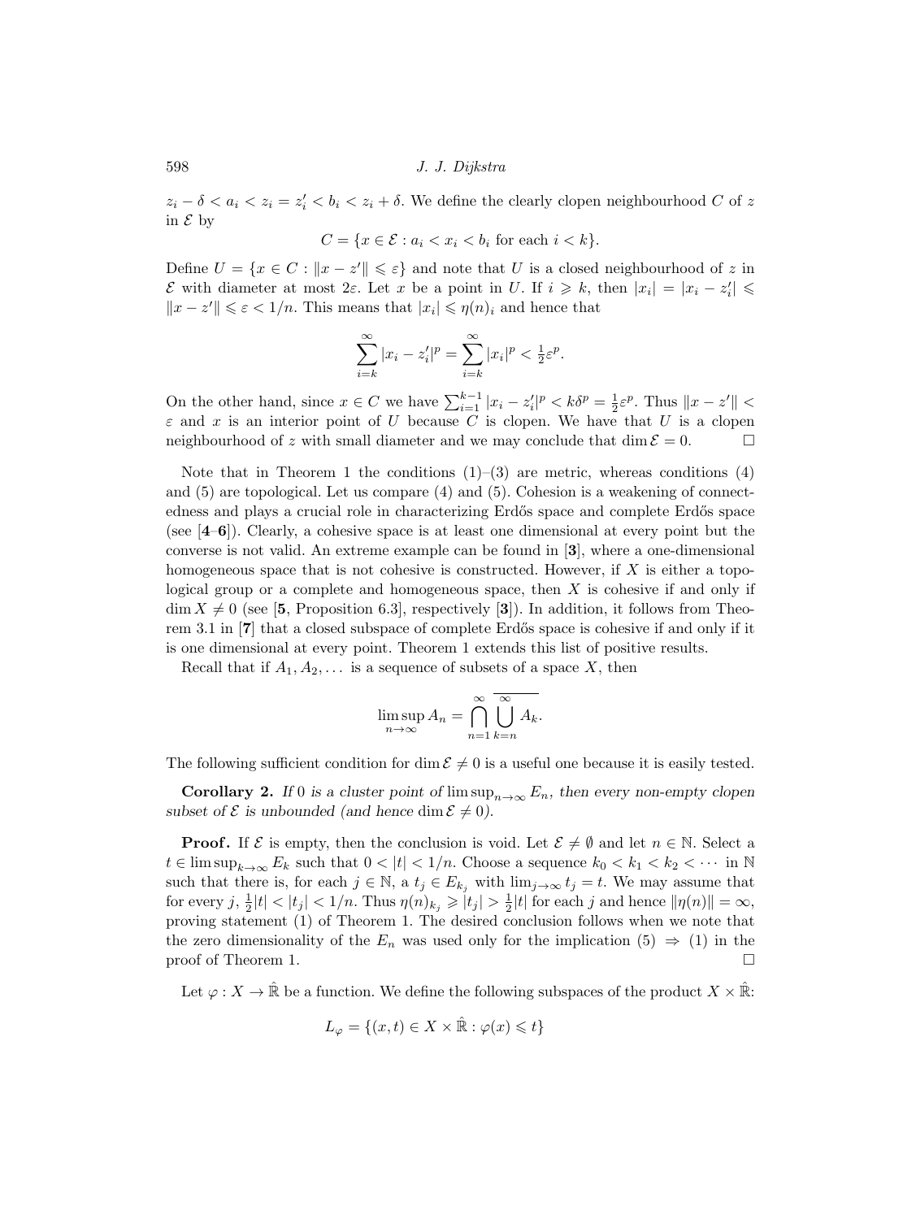$z_i - \delta < a_i < z_i = z'_i < b_i < z_i + \delta$. We define the clearly clopen neighbourhood $C$ of $z$ in $\mathcal{E}$ by

$$C = \{x \in \mathcal{E} : a_i < x_i < b_i \text{ for each } i < k\}.$$

Define $U = \{x \in C : \|x - z'\| \leqslant \varepsilon\}$ and note that $U$ is a closed neighbourhood of $z$ in $\mathcal{E}$ with diameter at most $2\varepsilon$. Let $x$ be a point in $U$. If $i \geqslant k$, then $|x_i| = |x_i - z'_i| \leqslant \|x - z'\| \leqslant \varepsilon < 1/n$. This means that $|x_i| \leqslant \eta(n)_i$ and hence that

$$\sum_{i=k}^{\infty} |x_i - z'_i|^p = \sum_{i=k}^{\infty} |x_i|^p < \tfrac{1}{2}\varepsilon^p.$$

On the other hand, since $x \in C$ we have $\sum_{i=1}^{k-1} |x_i - z'_i|^p < k\delta^p = \frac{1}{2}\varepsilon^p$. Thus $\|x - z'\| < \varepsilon$ and $x$ is an interior point of $U$ because $C$ is clopen. We have that $U$ is a clopen neighbourhood of $z$ with small diameter and we may conclude that $\dim \mathcal{E} = 0$. $\square$

Note that in Theorem 1 the conditions (1)–(3) are metric, whereas conditions (4) and (5) are topological. Let us compare (4) and (5). Cohesion is a weakening of connectedness and plays a crucial role in characterizing Erdős space and complete Erdős space (see [**4**–**6**]). Clearly, a cohesive space is at least one dimensional at every point but the converse is not valid. An extreme example can be found in [**3**], where a one-dimensional homogeneous space that is not cohesive is constructed. However, if $X$ is either a topological group or a complete and homogeneous space, then $X$ is cohesive if and only if $\dim X \neq 0$ (see [**5**, Proposition 6.3], respectively [**3**]). In addition, it follows from Theorem 3.1 in [**7**] that a closed subspace of complete Erdős space is cohesive if and only if it is one dimensional at every point. Theorem 1 extends this list of positive results.

Recall that if $A_1, A_2, \dots$ is a sequence of subsets of a space $X$, then

$$\limsup_{n\to\infty} A_n = \bigcap_{n=1}^{\infty} \overline{\bigcup_{k=n}^{\infty} A_k}.$$

The following sufficient condition for $\dim \mathcal{E} \neq 0$ is a useful one because it is easily tested.

**Corollary 2.** *If* $0$ *is a cluster point of* $\limsup_{n\to\infty} E_n$*, then every non-empty clopen subset of* $\mathcal{E}$ *is unbounded (and hence* $\dim \mathcal{E} \neq 0$*).*

**Proof.** If $\mathcal{E}$ is empty, then the conclusion is void. Let $\mathcal{E} \neq \emptyset$ and let $n \in \mathbb{N}$. Select a $t \in \limsup_{k\to\infty} E_k$ such that $0 < |t| < 1/n$. Choose a sequence $k_0 < k_1 < k_2 < \cdots$ in $\mathbb{N}$ such that there is, for each $j \in \mathbb{N}$, a $t_j \in E_{k_j}$ with $\lim_{j\to\infty} t_j = t$. We may assume that for every $j$, $\frac{1}{2}|t| < |t_j| < 1/n$. Thus $\eta(n)_{k_j} \geqslant |t_j| > \frac{1}{2}|t|$ for each $j$ and hence $\|\eta(n)\| = \infty$, proving statement (1) of Theorem 1. The desired conclusion follows when we note that the zero dimensionality of the $E_n$ was used only for the implication (5) $\Rightarrow$ (1) in the proof of Theorem 1. $\square$

Let $\varphi : X \to \hat{\mathbb{R}}$ be a function. We define the following subspaces of the product $X \times \hat{\mathbb{R}}$:

$$L_\varphi = \{(x, t) \in X \times \hat{\mathbb{R}} : \varphi(x) \leqslant t\}$$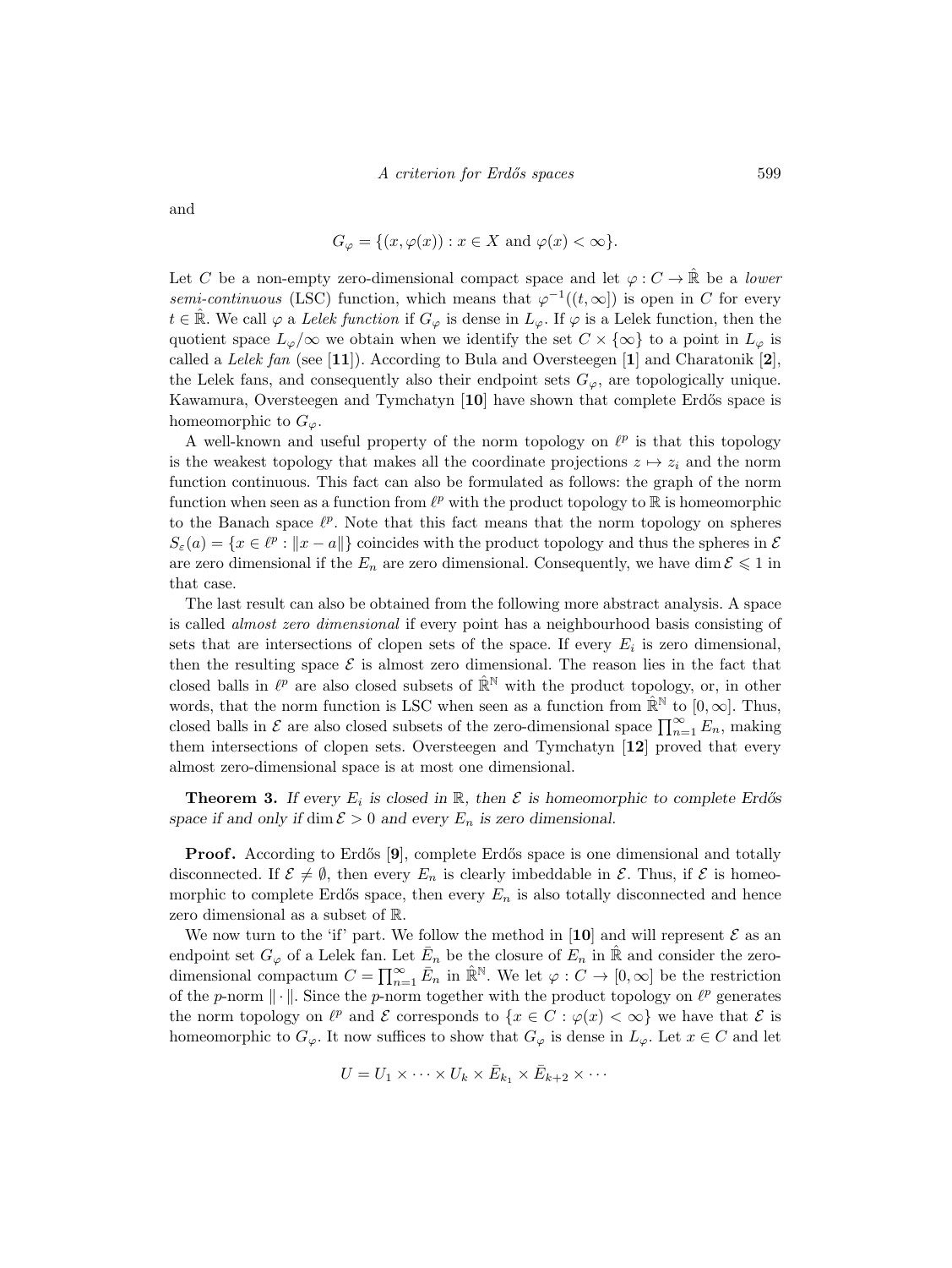and

$$G_\varphi = \{(x, \varphi(x)) : x \in X \text{ and } \varphi(x) < \infty\}.$$

Let $C$ be a non-empty zero-dimensional compact space and let $\varphi : C \to \hat{\mathbb{R}}$ be a *lower semi-continuous* (LSC) function, which means that $\varphi^{-1}((t, \infty])$ is open in $C$ for every $t \in \hat{\mathbb{R}}$. We call $\varphi$ a *Lelek function* if $G_\varphi$ is dense in $L_\varphi$. If $\varphi$ is a Lelek function, then the quotient space $L_\varphi/\infty$ we obtain when we identify the set $C \times \{\infty\}$ to a point in $L_\varphi$ is called a *Lelek fan* (see [**11**]). According to Bula and Oversteegen [**1**] and Charatonik [**2**], the Lelek fans, and consequently also their endpoint sets $G_\varphi$, are topologically unique. Kawamura, Oversteegen and Tymchatyn [**10**] have shown that complete Erdős space is homeomorphic to $G_\varphi$.

A well-known and useful property of the norm topology on $\ell^p$ is that this topology is the weakest topology that makes all the coordinate projections $z \mapsto z_i$ and the norm function continuous. This fact can also be formulated as follows: the graph of the norm function when seen as a function from $\ell^p$ with the product topology to $\mathbb{R}$ is homeomorphic to the Banach space $\ell^p$. Note that this fact means that the norm topology on spheres $S_\varepsilon(a) = \{x \in \ell^p : \|x - a\|\}$ coincides with the product topology and thus the spheres in $\mathcal{E}$ are zero dimensional if the $E_n$ are zero dimensional. Consequently, we have $\dim \mathcal{E} \leqslant 1$ in that case.

The last result can also be obtained from the following more abstract analysis. A space is called *almost zero dimensional* if every point has a neighbourhood basis consisting of sets that are intersections of clopen sets of the space. If every $E_i$ is zero dimensional, then the resulting space $\mathcal{E}$ is almost zero dimensional. The reason lies in the fact that closed balls in $\ell^p$ are also closed subsets of $\hat{\mathbb{R}}^{\mathbb{N}}$ with the product topology, or, in other words, that the norm function is LSC when seen as a function from $\hat{\mathbb{R}}^{\mathbb{N}}$ to $[0, \infty]$. Thus, closed balls in $\mathcal{E}$ are also closed subsets of the zero-dimensional space $\prod_{n=1}^{\infty} E_n$, making them intersections of clopen sets. Oversteegen and Tymchatyn [**12**] proved that every almost zero-dimensional space is at most one dimensional.

**Theorem 3.** *If every $E_i$ is closed in $\mathbb{R}$, then $\mathcal{E}$ is homeomorphic to complete Erdős space if and only if $\dim \mathcal{E} > 0$ and every $E_n$ is zero dimensional.*

**Proof.** According to Erdős [**9**], complete Erdős space is one dimensional and totally disconnected. If $\mathcal{E} \neq \emptyset$, then every $E_n$ is clearly imbeddable in $\mathcal{E}$. Thus, if $\mathcal{E}$ is homeomorphic to complete Erdős space, then every $E_n$ is also totally disconnected and hence zero dimensional as a subset of $\mathbb{R}$.

We now turn to the 'if' part. We follow the method in [**10**] and will represent $\mathcal{E}$ as an endpoint set $G_\varphi$ of a Lelek fan. Let $\bar{E}_n$ be the closure of $E_n$ in $\hat{\mathbb{R}}$ and consider the zero-dimensional compactum $C = \prod_{n=1}^{\infty} \bar{E}_n$ in $\hat{\mathbb{R}}^{\mathbb{N}}$. We let $\varphi : C \to [0, \infty]$ be the restriction of the $p$-norm $\|\cdot\|$. Since the $p$-norm together with the product topology on $\ell^p$ generates the norm topology on $\ell^p$ and $\mathcal{E}$ corresponds to $\{x \in C : \varphi(x) < \infty\}$ we have that $\mathcal{E}$ is homeomorphic to $G_\varphi$. It now suffices to show that $G_\varphi$ is dense in $L_\varphi$. Let $x \in C$ and let

$$U = U_1 \times \cdots \times U_k \times \bar{E}_{k_1} \times \bar{E}_{k+2} \times \cdots$$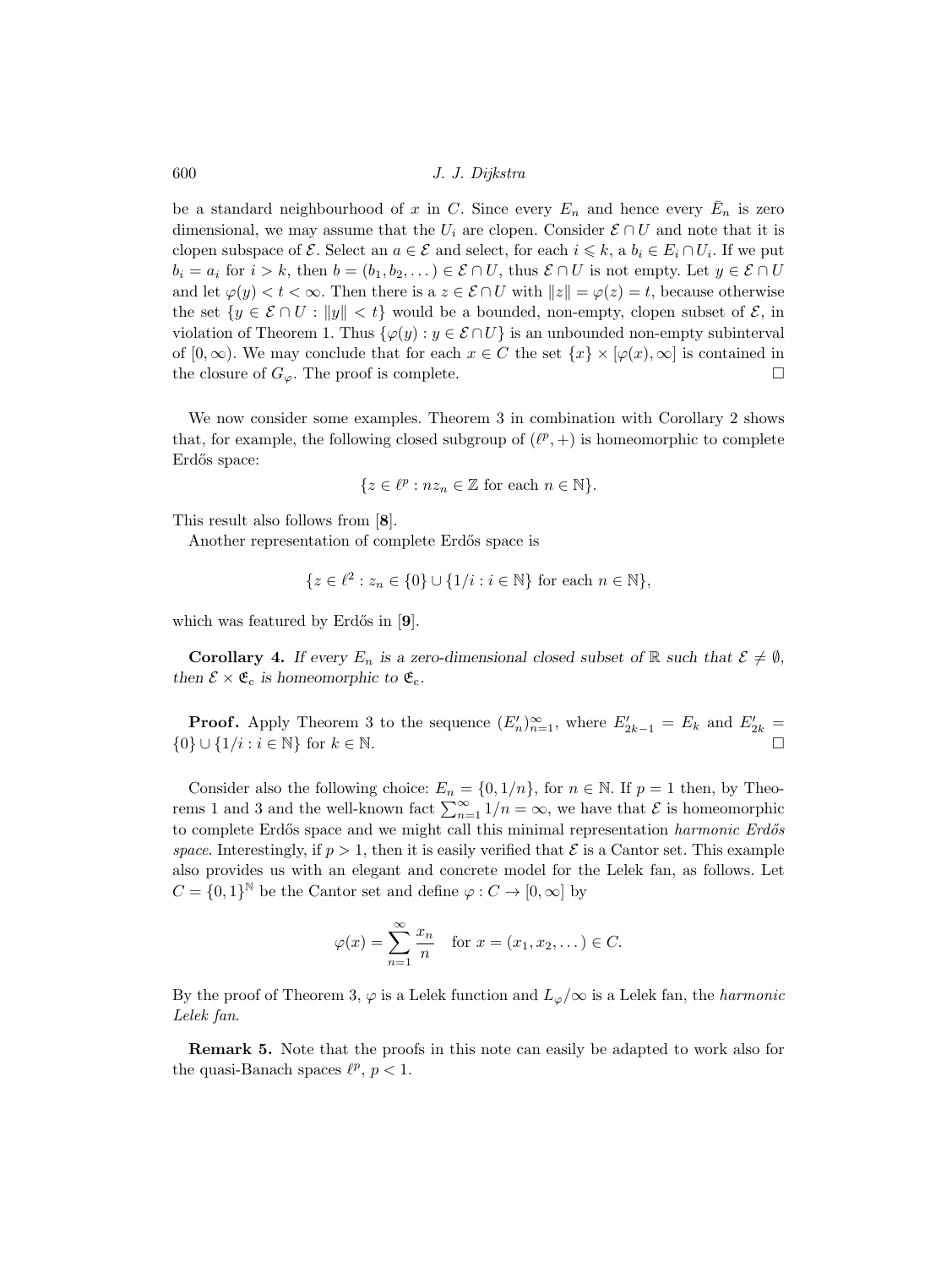be a standard neighbourhood of $x$ in $C$. Since every $E_n$ and hence every $\bar{E}_n$ is zero dimensional, we may assume that the $U_i$ are clopen. Consider $\mathcal{E} \cap U$ and note that it is clopen subspace of $\mathcal{E}$. Select an $a \in \mathcal{E}$ and select, for each $i \leqslant k$, a $b_i \in E_i \cap U_i$. If we put $b_i = a_i$ for $i > k$, then $b = (b_1, b_2, \dots) \in \mathcal{E} \cap U$, thus $\mathcal{E} \cap U$ is not empty. Let $y \in \mathcal{E} \cap U$ and let $\varphi(y) < t < \infty$. Then there is a $z \in \mathcal{E} \cap U$ with $\|z\| = \varphi(z) = t$, because otherwise the set $\{y \in \mathcal{E} \cap U : \|y\| < t\}$ would be a bounded, non-empty, clopen subset of $\mathcal{E}$, in violation of Theorem 1. Thus $\{\varphi(y) : y \in \mathcal{E} \cap U\}$ is an unbounded non-empty subinterval of $[0, \infty)$. We may conclude that for each $x \in C$ the set $\{x\} \times [\varphi(x), \infty]$ is contained in the closure of $G_\varphi$. The proof is complete. $\square$

We now consider some examples. Theorem 3 in combination with Corollary 2 shows that, for example, the following closed subgroup of $(\ell^p, +)$ is homeomorphic to complete Erdős space:

$$\{z \in \ell^p : nz_n \in \mathbb{Z} \text{ for each } n \in \mathbb{N}\}.$$

This result also follows from [**8**].

Another representation of complete Erdős space is

$$\{z \in \ell^2 : z_n \in \{0\} \cup \{1/i : i \in \mathbb{N}\} \text{ for each } n \in \mathbb{N}\},$$

which was featured by Erdős in [**9**].

**Corollary 4.** *If every $E_n$ is a zero-dimensional closed subset of $\mathbb{R}$ such that $\mathcal{E} \neq \emptyset$, then $\mathcal{E} \times \mathfrak{E}_c$ is homeomorphic to $\mathfrak{E}_c$.*

**Proof.** Apply Theorem 3 to the sequence $(E'_n)_{n=1}^{\infty}$, where $E'_{2k-1} = E_k$ and $E'_{2k} = \{0\} \cup \{1/i : i \in \mathbb{N}\}$ for $k \in \mathbb{N}$. $\square$

Consider also the following choice: $E_n = \{0, 1/n\}$, for $n \in \mathbb{N}$. If $p = 1$ then, by Theorems 1 and 3 and the well-known fact $\sum_{n=1}^{\infty} 1/n = \infty$, we have that $\mathcal{E}$ is homeomorphic to complete Erdős space and we might call this minimal representation *harmonic Erdős space*. Interestingly, if $p > 1$, then it is easily verified that $\mathcal{E}$ is a Cantor set. This example also provides us with an elegant and concrete model for the Lelek fan, as follows. Let $C = \{0, 1\}^{\mathbb{N}}$ be the Cantor set and define $\varphi : C \to [0, \infty]$ by

$$\varphi(x) = \sum_{n=1}^{\infty} \frac{x_n}{n} \quad \text{for } x = (x_1, x_2, \dots) \in C.$$

By the proof of Theorem 3, $\varphi$ is a Lelek function and $L_\varphi/\infty$ is a Lelek fan, the *harmonic Lelek fan*.

**Remark 5.** Note that the proofs in this note can easily be adapted to work also for the quasi-Banach spaces $\ell^p$, $p < 1$.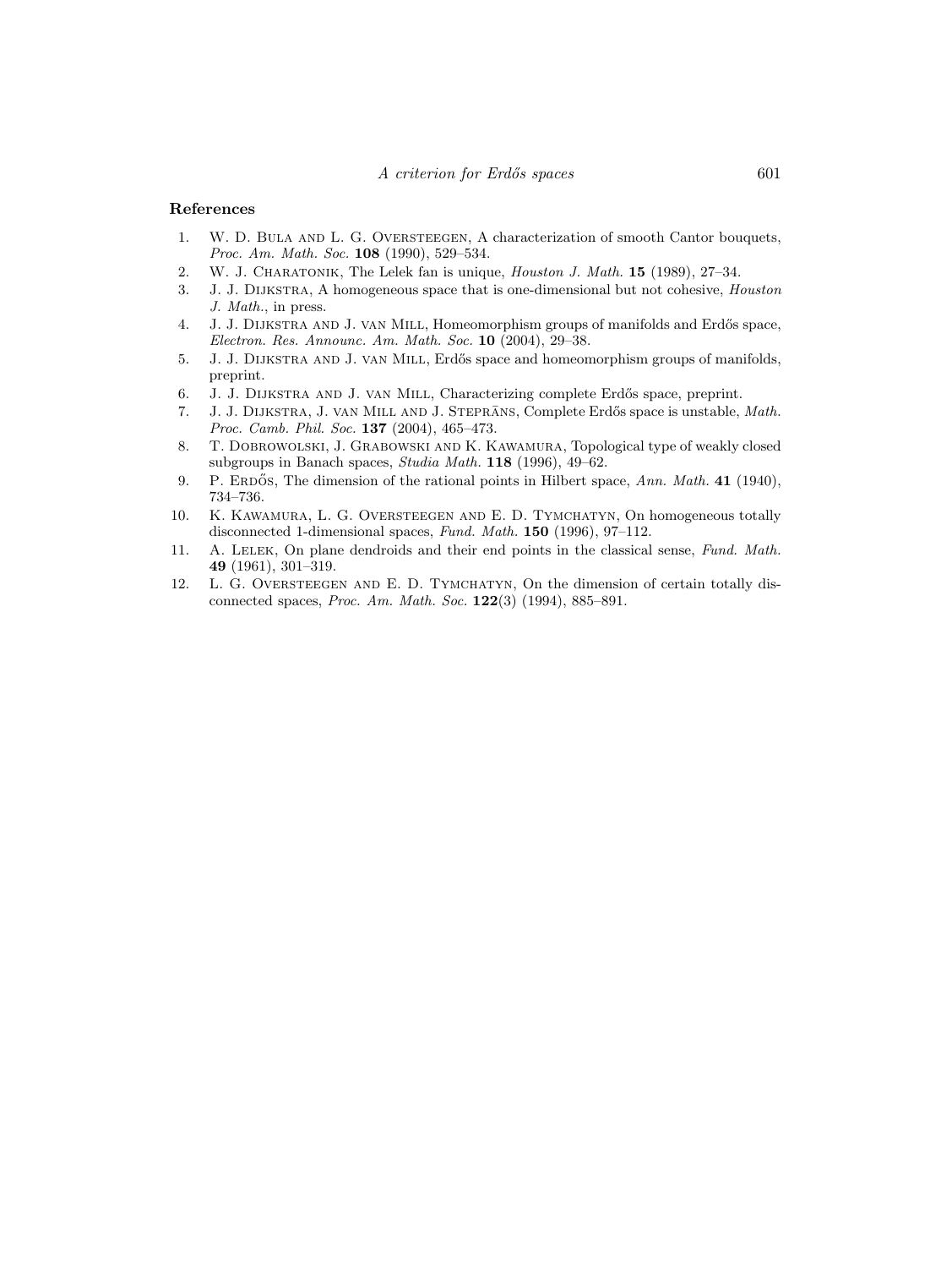## References

1. W. D. Bula and L. G. Oversteegen, A characterization of smooth Cantor bouquets, *Proc. Am. Math. Soc.* **108** (1990), 529–534.
2. W. J. Charatonik, The Lelek fan is unique, *Houston J. Math.* **15** (1989), 27–34.
3. J. J. Dijkstra, A homogeneous space that is one-dimensional but not cohesive, *Houston J. Math.*, in press.
4. J. J. Dijkstra and J. van Mill, Homeomorphism groups of manifolds and Erdős space, *Electron. Res. Announc. Am. Math. Soc.* **10** (2004), 29–38.
5. J. J. Dijkstra and J. van Mill, Erdős space and homeomorphism groups of manifolds, preprint.
6. J. J. Dijkstra and J. van Mill, Characterizing complete Erdős space, preprint.
7. J. J. Dijkstra, J. van Mill and J. Steprāns, Complete Erdős space is unstable, *Math. Proc. Camb. Phil. Soc.* **137** (2004), 465–473.
8. T. Dobrowolski, J. Grabowski and K. Kawamura, Topological type of weakly closed subgroups in Banach spaces, *Studia Math.* **118** (1996), 49–62.
9. P. Erdős, The dimension of the rational points in Hilbert space, *Ann. Math.* **41** (1940), 734–736.
10. K. Kawamura, L. G. Oversteegen and E. D. Tymchatyn, On homogeneous totally disconnected 1-dimensional spaces, *Fund. Math.* **150** (1996), 97–112.
11. A. Lelek, On plane dendroids and their end points in the classical sense, *Fund. Math.* **49** (1961), 301–319.
12. L. G. Oversteegen and E. D. Tymchatyn, On the dimension of certain totally disconnected spaces, *Proc. Am. Math. Soc.* **122**(3) (1994), 885–891.